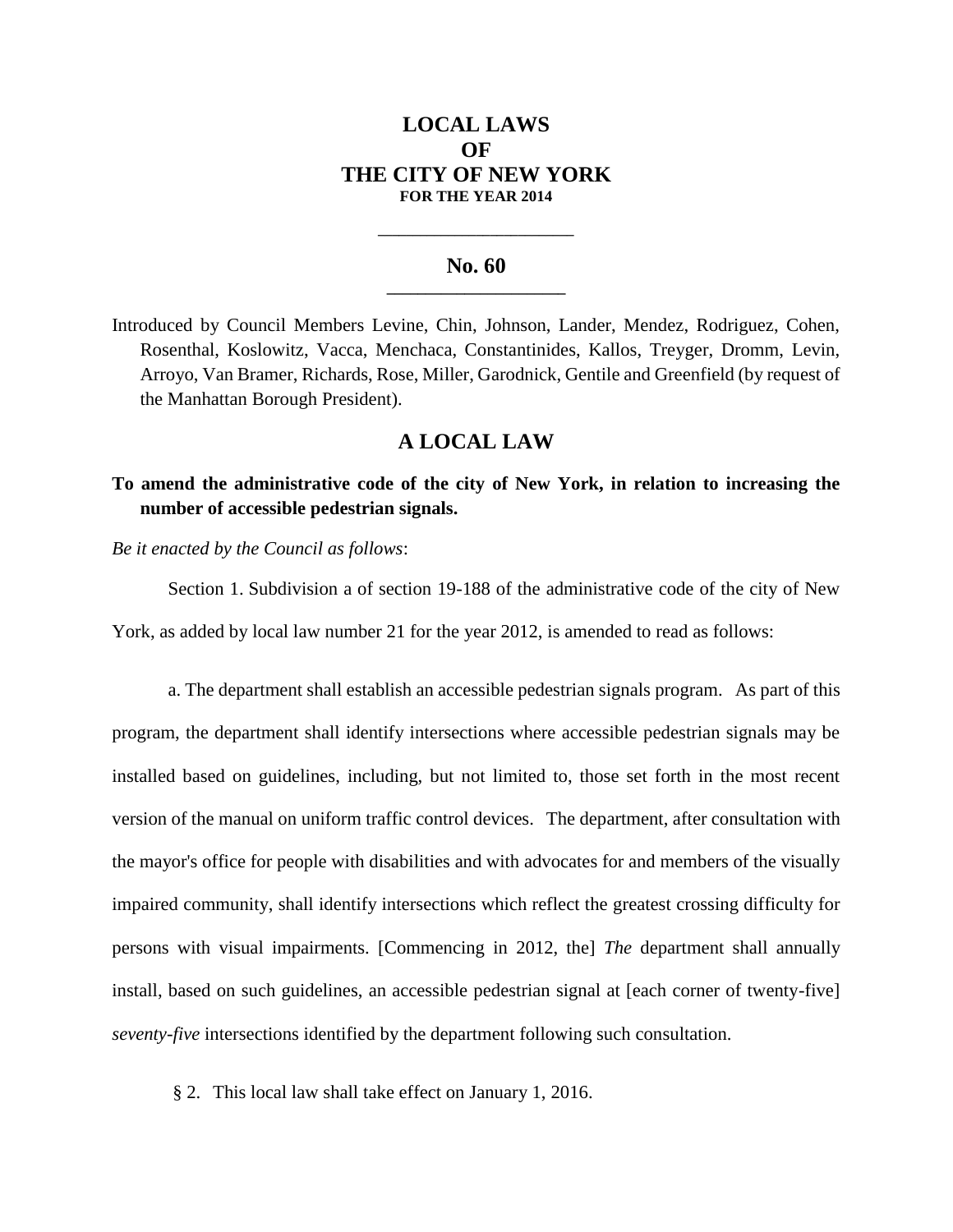# LOCAL LAWS
# OF
# THE CITY OF NEW YORK
### FOR THE YEAR 2014

---

## No. 60

---

Introduced by Council Members Levine, Chin, Johnson, Lander, Mendez, Rodriguez, Cohen, Rosenthal, Koslowitz, Vacca, Menchaca, Constantinides, Kallos, Treyger, Dromm, Levin, Arroyo, Van Bramer, Richards, Rose, Miller, Garodnick, Gentile and Greenfield (by request of the Manhattan Borough President).

## A LOCAL LAW

**To amend the administrative code of the city of New York, in relation to increasing the number of accessible pedestrian signals.**

*Be it enacted by the Council as follows*:

Section 1. Subdivision a of section 19-188 of the administrative code of the city of New York, as added by local law number 21 for the year 2012, is amended to read as follows:

a. The department shall establish an accessible pedestrian signals program. As part of this program, the department shall identify intersections where accessible pedestrian signals may be installed based on guidelines, including, but not limited to, those set forth in the most recent version of the manual on uniform traffic control devices. The department, after consultation with the mayor's office for people with disabilities and with advocates for and members of the visually impaired community, shall identify intersections which reflect the greatest crossing difficulty for persons with visual impairments. [Commencing in 2012, the] *The* department shall annually install, based on such guidelines, an accessible pedestrian signal at [each corner of twenty-five] *seventy-five* intersections identified by the department following such consultation.

§ 2. This local law shall take effect on January 1, 2016.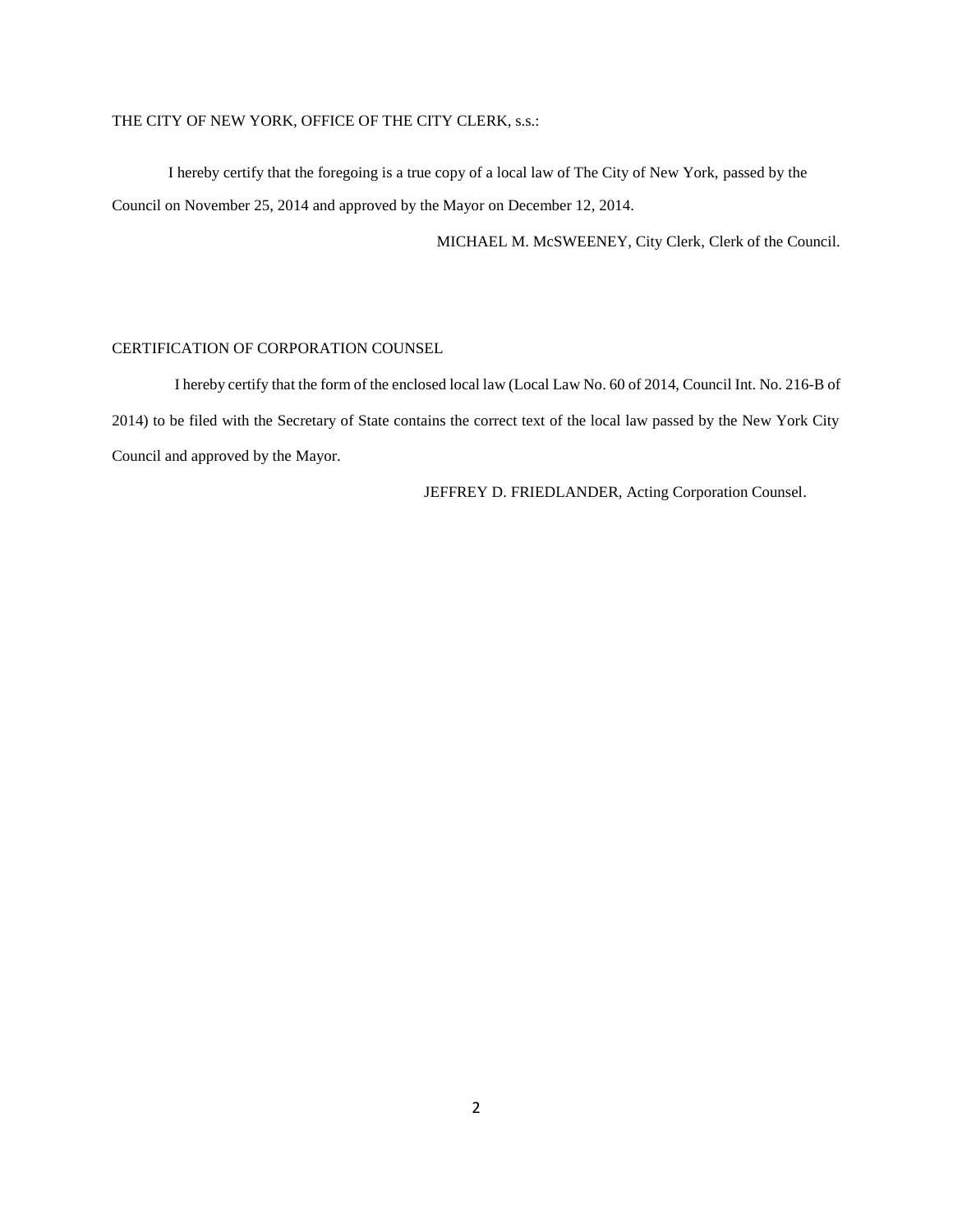THE CITY OF NEW YORK, OFFICE OF THE CITY CLERK, s.s.:

I hereby certify that the foregoing is a true copy of a local law of The City of New York, passed by the Council on November 25, 2014 and approved by the Mayor on December 12, 2014.

MICHAEL M. McSWEENEY, City Clerk, Clerk of the Council.

CERTIFICATION OF CORPORATION COUNSEL

I hereby certify that the form of the enclosed local law (Local Law No. 60 of 2014, Council Int. No. 216-B of 2014) to be filed with the Secretary of State contains the correct text of the local law passed by the New York City Council and approved by the Mayor.

JEFFREY D. FRIEDLANDER, Acting Corporation Counsel.